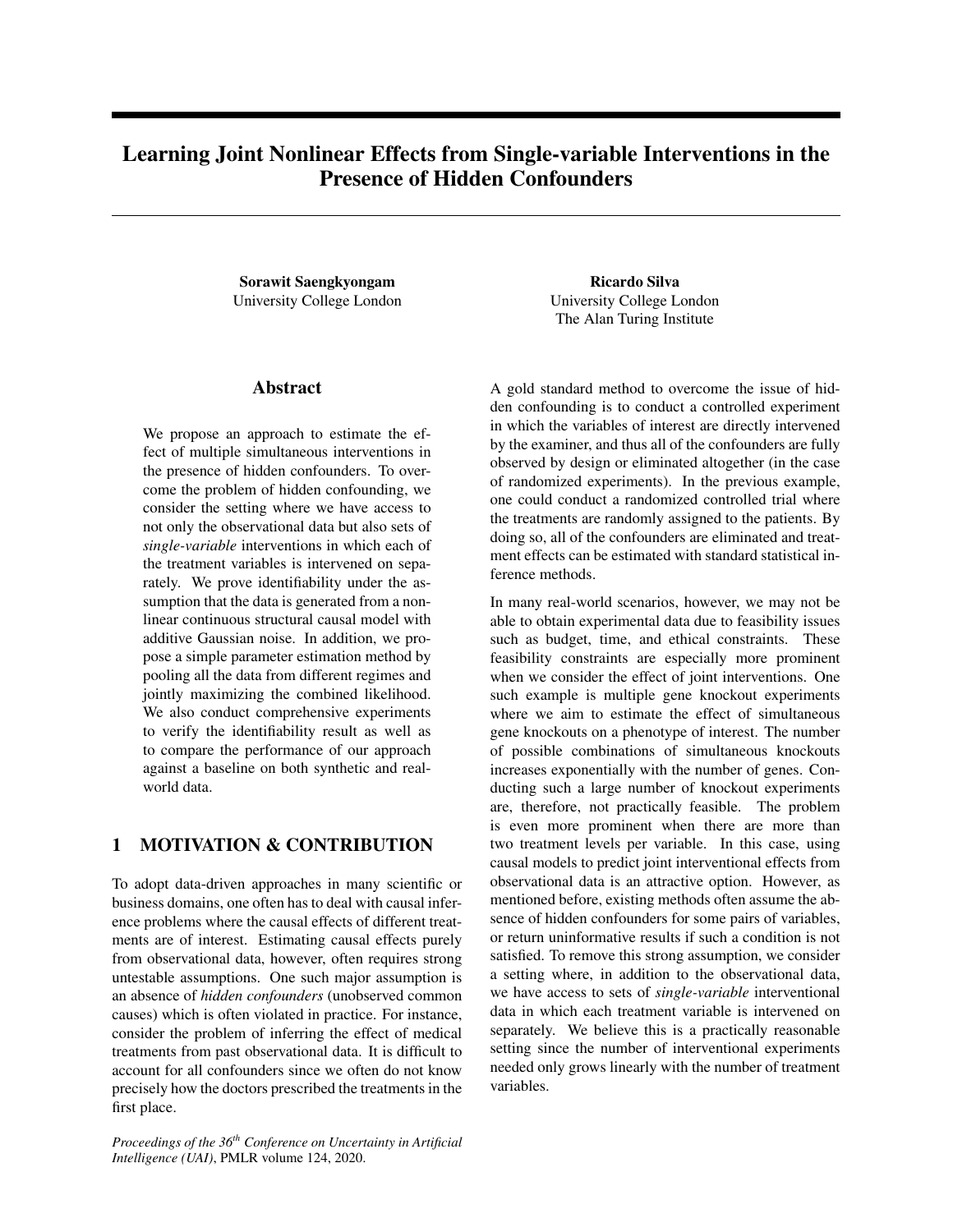# Learning Joint Nonlinear Effects from Single-variable Interventions in the Presence of Hidden Confounders

**Sorawit Saengkyongam**
University College London

**Ricardo Silva**
University College London
The Alan Turing Institute

## Abstract

We propose an approach to estimate the effect of multiple simultaneous interventions in the presence of hidden confounders. To overcome the problem of hidden confounding, we consider the setting where we have access to not only the observational data but also sets of *single-variable* interventions in which each of the treatment variables is intervened on separately. We prove identifiability under the assumption that the data is generated from a nonlinear continuous structural causal model with additive Gaussian noise. In addition, we propose a simple parameter estimation method by pooling all the data from different regimes and jointly maximizing the combined likelihood. We also conduct comprehensive experiments to verify the identifiability result as well as to compare the performance of our approach against a baseline on both synthetic and real-world data.

## 1 MOTIVATION & CONTRIBUTION

To adopt data-driven approaches in many scientific or business domains, one often has to deal with causal inference problems where the causal effects of different treatments are of interest. Estimating causal effects purely from observational data, however, often requires strong untestable assumptions. One such major assumption is an absence of *hidden confounders* (unobserved common causes) which is often violated in practice. For instance, consider the problem of inferring the effect of medical treatments from past observational data. It is difficult to account for all confounders since we often do not know precisely how the doctors prescribed the treatments in the first place.

A gold standard method to overcome the issue of hidden confounding is to conduct a controlled experiment in which the variables of interest are directly intervened by the examiner, and thus all of the confounders are fully observed by design or eliminated altogether (in the case of randomized experiments). In the previous example, one could conduct a randomized controlled trial where the treatments are randomly assigned to the patients. By doing so, all of the confounders are eliminated and treatment effects can be estimated with standard statistical inference methods.

In many real-world scenarios, however, we may not be able to obtain experimental data due to feasibility issues such as budget, time, and ethical constraints. These feasibility constraints are especially more prominent when we consider the effect of joint interventions. One such example is multiple gene knockout experiments where we aim to estimate the effect of simultaneous gene knockouts on a phenotype of interest. The number of possible combinations of simultaneous knockouts increases exponentially with the number of genes. Conducting such a large number of knockout experiments are, therefore, not practically feasible. The problem is even more prominent when there are more than two treatment levels per variable. In this case, using causal models to predict joint interventional effects from observational data is an attractive option. However, as mentioned before, existing methods often assume the absence of hidden confounders for some pairs of variables, or return uninformative results if such a condition is not satisfied. To remove this strong assumption, we consider a setting where, in addition to the observational data, we have access to sets of *single-variable* interventional data in which each treatment variable is intervened on separately. We believe this is a practically reasonable setting since the number of interventional experiments needed only grows linearly with the number of treatment variables.

*Proceedings of the 36[th] Conference on Uncertainty in Artificial Intelligence (UAI)*, PMLR volume 124, 2020.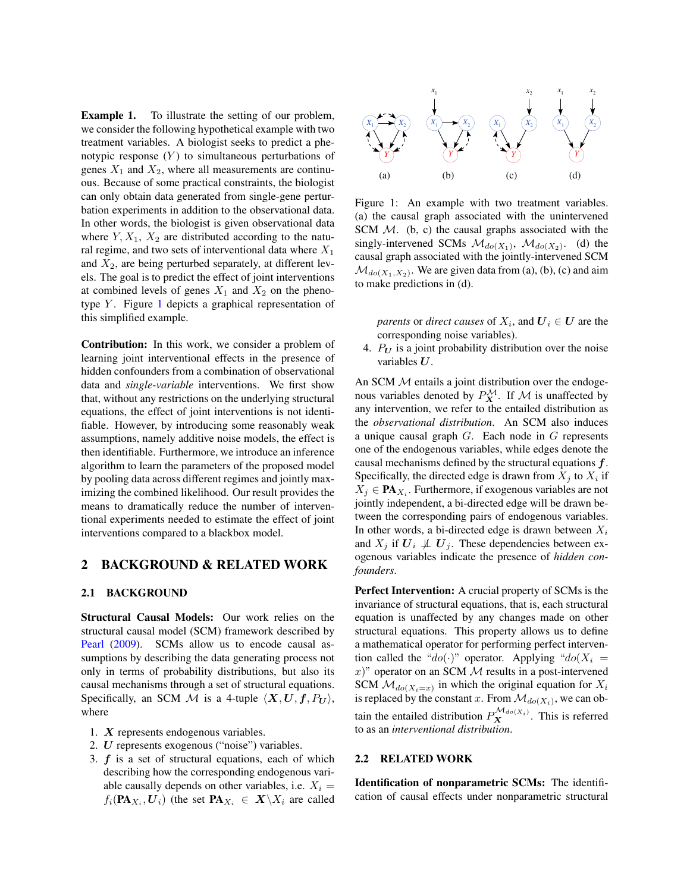**Example 1.** To illustrate the setting of our problem, we consider the following hypothetical example with two treatment variables. A biologist seeks to predict a phenotypic response ($Y$) to simultaneous perturbations of genes $X_1$ and $X_2$, where all measurements are continuous. Because of some practical constraints, the biologist can only obtain data generated from single-gene perturbation experiments in addition to the observational data. In other words, the biologist is given observational data where $Y, X_1, X_2$ are distributed according to the natural regime, and two sets of interventional data where $X_1$ and $X_2$, are being perturbed separately, at different levels. The goal is to predict the effect of joint interventions at combined levels of genes $X_1$ and $X_2$ on the phenotype $Y$. Figure 1 depicts a graphical representation of this simplified example.

Figure 1: An example with two treatment variables. (a) the causal graph associated with the unintervened SCM $\mathcal{M}$. (b, c) the causal graphs associated with the singly-intervened SCMs $\mathcal{M}_{do(X_1)}$, $\mathcal{M}_{do(X_2)}$. (d) the causal graph associated with the jointly-intervened SCM $\mathcal{M}_{do(X_1,X_2)}$. We are given data from (a), (b), (c) and aim to make predictions in (d).

**Contribution:** In this work, we consider a problem of learning joint interventional effects in the presence of hidden confounders from a combination of observational data and *single-variable* interventions. We first show that, without any restrictions on the underlying structural equations, the effect of joint interventions is not identifiable. However, by introducing some reasonably weak assumptions, namely additive noise models, the effect is then identifiable. Furthermore, we introduce an inference algorithm to learn the parameters of the proposed model by pooling data across different regimes and jointly maximizing the combined likelihood. Our result provides the means to dramatically reduce the number of interventional experiments needed to estimate the effect of joint interventions compared to a blackbox model.

## 2 BACKGROUND & RELATED WORK

### 2.1 BACKGROUND

**Structural Causal Models:** Our work relies on the structural causal model (SCM) framework described by Pearl (2009). SCMs allow us to encode causal assumptions by describing the data generating process not only in terms of probability distributions, but also its causal mechanisms through a set of structural equations. Specifically, an SCM $\mathcal{M}$ is a 4-tuple $\langle \boldsymbol{X}, \boldsymbol{U}, \boldsymbol{f}, P_{\boldsymbol{U}} \rangle$, where

1. $\boldsymbol{X}$ represents endogenous variables.
2. $\boldsymbol{U}$ represents exogenous ("noise") variables.
3. $\boldsymbol{f}$ is a set of structural equations, each of which describing how the corresponding endogenous variable causally depends on other variables, i.e. $X_i = f_i(\mathbf{PA}_{X_i}, \boldsymbol{U}_i)$ (the set $\mathbf{PA}_{X_i} \in \boldsymbol{X} \backslash X_i$ are called *parents* or *direct causes* of $X_i$, and $\boldsymbol{U}_i \in \boldsymbol{U}$ are the corresponding noise variables).
4. $P_{\boldsymbol{U}}$ is a joint probability distribution over the noise variables $\boldsymbol{U}$.

An SCM $\mathcal{M}$ entails a joint distribution over the endogenous variables denoted by $P_{\boldsymbol{X}}^{\mathcal{M}}$. If $\mathcal{M}$ is unaffected by any intervention, we refer to the entailed distribution as the *observational distribution*. An SCM also induces a unique causal graph $G$. Each node in $G$ represents one of the endogenous variables, while edges denote the causal mechanisms defined by the structural equations $\boldsymbol{f}$. Specifically, the directed edge is drawn from $X_j$ to $X_i$ if $X_j \in \mathbf{PA}_{X_i}$. Furthermore, if exogenous variables are not jointly independent, a bi-directed edge will be drawn between the corresponding pairs of endogenous variables. In other words, a bi-directed edge is drawn between $X_i$ and $X_j$ if $\boldsymbol{U}_i \not\perp \boldsymbol{U}_j$. These dependencies between exogenous variables indicate the presence of *hidden confounders*.

**Perfect Intervention:** A crucial property of SCMs is the invariance of structural equations, that is, each structural equation is unaffected by any changes made on other structural equations. This property allows us to define a mathematical operator for performing perfect intervention called the "$do(\cdot)$" operator. Applying "$do(X_i = x)$" operator on an SCM $\mathcal{M}$ results in a post-intervened SCM $\mathcal{M}_{do(X_i=x)}$ in which the original equation for $X_i$ is replaced by the constant $x$. From $\mathcal{M}_{do(X_i)}$, we can obtain the entailed distribution $P_{\boldsymbol{X}}^{\mathcal{M}_{do(X_i)}}$. This is referred to as an *interventional distribution*.

### 2.2 RELATED WORK

**Identification of nonparametric SCMs:** The identification of causal effects under nonparametric structural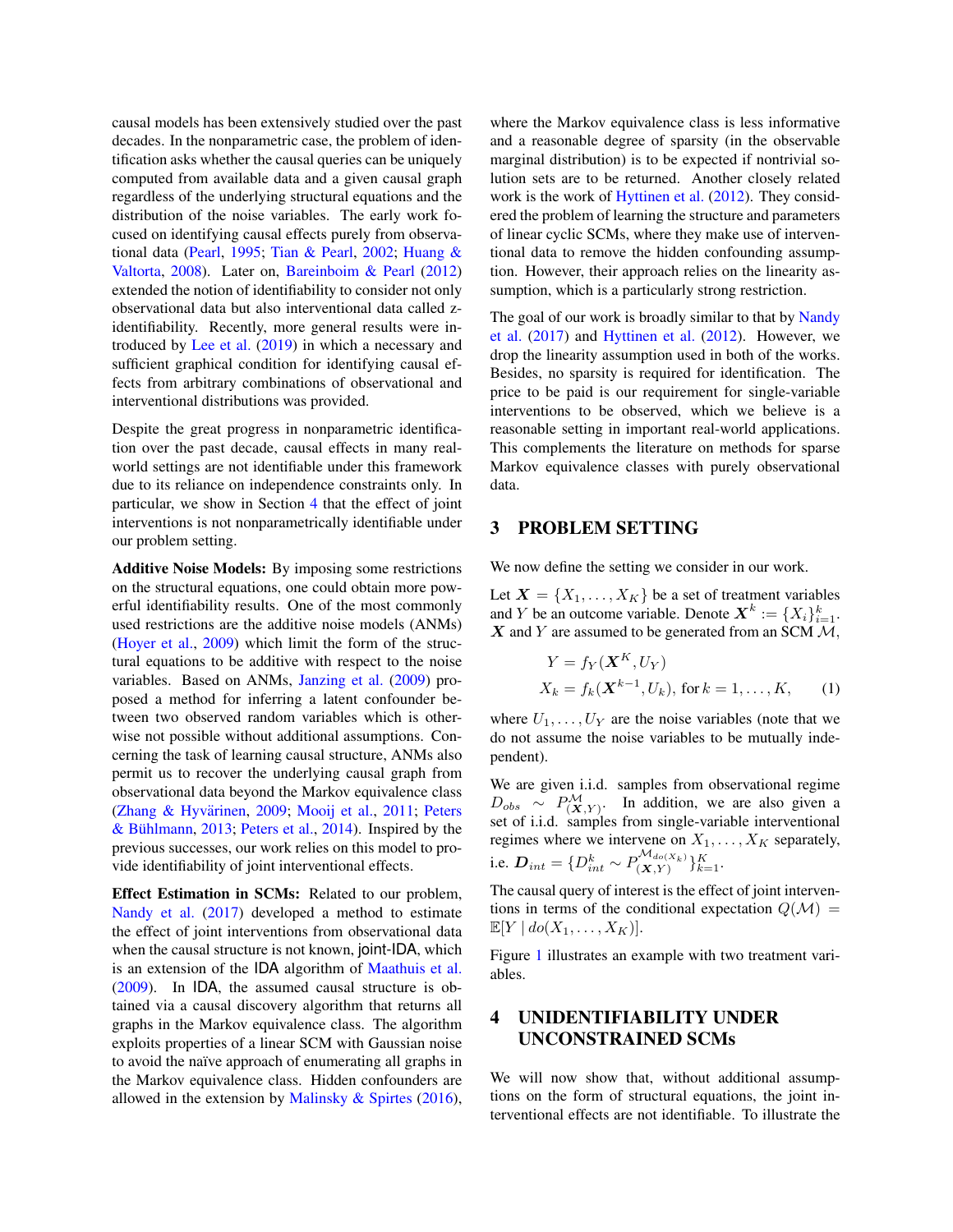causal models has been extensively studied over the past decades. In the nonparametric case, the problem of identification asks whether the causal queries can be uniquely computed from available data and a given causal graph regardless of the underlying structural equations and the distribution of the noise variables. The early work focused on identifying causal effects purely from observational data (Pearl, 1995; Tian & Pearl, 2002; Huang & Valtorta, 2008). Later on, Bareinboim & Pearl (2012) extended the notion of identifiability to consider not only observational data but also interventional data called z-identifiability. Recently, more general results were introduced by Lee et al. (2019) in which a necessary and sufficient graphical condition for identifying causal effects from arbitrary combinations of observational and interventional distributions was provided.

Despite the great progress in nonparametric identification over the past decade, causal effects in many real-world settings are not identifiable under this framework due to its reliance on independence constraints only. In particular, we show in Section 4 that the effect of joint interventions is not nonparametrically identifiable under our problem setting.

**Additive Noise Models:** By imposing some restrictions on the structural equations, one could obtain more powerful identifiability results. One of the most commonly used restrictions are the additive noise models (ANMs) (Hoyer et al., 2009) which limit the form of the structural equations to be additive with respect to the noise variables. Based on ANMs, Janzing et al. (2009) proposed a method for inferring a latent confounder between two observed random variables which is otherwise not possible without additional assumptions. Concerning the task of learning causal structure, ANMs also permit us to recover the underlying causal graph from observational data beyond the Markov equivalence class (Zhang & Hyvärinen, 2009; Mooij et al., 2011; Peters & Bühlmann, 2013; Peters et al., 2014). Inspired by the previous successes, our work relies on this model to provide identifiability of joint interventional effects.

**Effect Estimation in SCMs:** Related to our problem, Nandy et al. (2017) developed a method to estimate the effect of joint interventions from observational data when the causal structure is not known, joint-IDA, which is an extension of the IDA algorithm of Maathuis et al. (2009). In IDA, the assumed causal structure is obtained via a causal discovery algorithm that returns all graphs in the Markov equivalence class. The algorithm exploits properties of a linear SCM with Gaussian noise to avoid the naïve approach of enumerating all graphs in the Markov equivalence class. Hidden confounders are allowed in the extension by Malinsky & Spirtes (2016), where the Markov equivalence class is less informative and a reasonable degree of sparsity (in the observable marginal distribution) is to be expected if nontrivial solution sets are to be returned. Another closely related work is the work of Hyttinen et al. (2012). They considered the problem of learning the structure and parameters of linear cyclic SCMs, where they make use of interventional data to remove the hidden confounding assumption. However, their approach relies on the linearity assumption, which is a particularly strong restriction.

The goal of our work is broadly similar to that by Nandy et al. (2017) and Hyttinen et al. (2012). However, we drop the linearity assumption used in both of the works. Besides, no sparsity is required for identification. The price to be paid is our requirement for single-variable interventions to be observed, which we believe is a reasonable setting in important real-world applications. This complements the literature on methods for sparse Markov equivalence classes with purely observational data.

## 3 PROBLEM SETTING

We now define the setting we consider in our work.

Let $\boldsymbol{X} = \{X_1, \ldots, X_K\}$ be a set of treatment variables and $Y$ be an outcome variable. Denote $\boldsymbol{X}^k := \{X_i\}_{i=1}^k$. $\boldsymbol{X}$ and $Y$ are assumed to be generated from an SCM $\mathcal{M}$,

$$
\begin{aligned}
Y &= f_Y(\boldsymbol{X}^K, U_Y) \\
X_k &= f_k(\boldsymbol{X}^{k-1}, U_k), \text{ for } k = 1, \ldots, K,
\end{aligned}
\tag{1}
$$

where $U_1, \ldots, U_Y$ are the noise variables (note that we do not assume the noise variables to be mutually independent).

We are given i.i.d. samples from observational regime $D_{obs} \sim P^{\mathcal{M}}_{(\boldsymbol{X},Y)}$. In addition, we are also given a set of i.i.d. samples from single-variable interventional regimes where we intervene on $X_1, \ldots, X_K$ separately, i.e. $\boldsymbol{D}_{int} = \{D^k_{int} \sim P^{\mathcal{M}_{do(X_k)}}_{(\boldsymbol{X},Y)}\}_{k=1}^K$.

The causal query of interest is the effect of joint interventions in terms of the conditional expectation $Q(\mathcal{M}) = \mathbb{E}[Y \mid do(X_1, \ldots, X_K)]$.

Figure 1 illustrates an example with two treatment variables.

## 4 UNIDENTIFIABILITY UNDER UNCONSTRAINED SCMs

We will now show that, without additional assumptions on the form of structural equations, the joint interventional effects are not identifiable. To illustrate the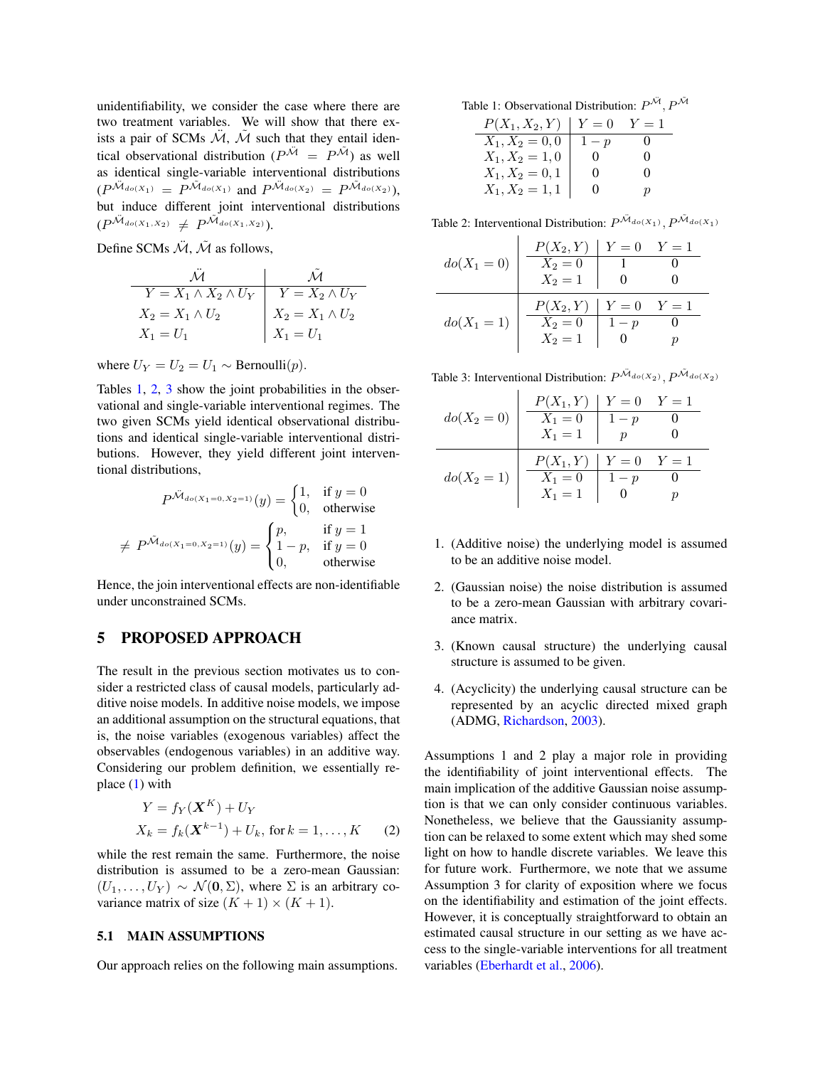unidentifiability, we consider the case where there are two treatment variables. We will show that there exists a pair of SCMs $\ddot{\mathcal{M}}$, $\tilde{\mathcal{M}}$ such that they entail identical observational distribution ($P^{\ddot{\mathcal{M}}} = P^{\tilde{\mathcal{M}}}$) as well as identical single-variable interventional distributions ($P^{\ddot{\mathcal{M}}_{do(X_1)}} = P^{\tilde{\mathcal{M}}_{do(X_1)}}$ and $P^{\ddot{\mathcal{M}}_{do(X_2)}} = P^{\tilde{\mathcal{M}}_{do(X_2)}}$), but induce different joint interventional distributions ($P^{\ddot{\mathcal{M}}_{do(X_1,X_2)}} \neq P^{\tilde{\mathcal{M}}_{do(X_1,X_2)}}$).

Define SCMs $\ddot{\mathcal{M}}$, $\tilde{\mathcal{M}}$ as follows,

| $\ddot{\mathcal{M}}$ | $\tilde{\mathcal{M}}$ |
|---|---|
| $Y = X_1 \wedge X_2 \wedge U_Y$ | $Y = X_2 \wedge U_Y$ |
| $X_2 = X_1 \wedge U_2$ | $X_2 = X_1 \wedge U_2$ |
| $X_1 = U_1$ | $X_1 = U_1$ |

where $U_Y = U_2 = U_1 \sim \text{Bernoulli}(p)$.

Tables 1, 2, 3 show the joint probabilities in the observational and single-variable interventional regimes. The two given SCMs yield identical observational distributions and identical single-variable interventional distributions. However, they yield different joint interventional distributions,

$$P^{\ddot{\mathcal{M}}_{do(X_1=0,X_2=1)}}(y) = \begin{cases} 1, & \text{if } y = 0 \\ 0, & \text{otherwise} \end{cases}$$

$$\neq P^{\tilde{\mathcal{M}}_{do(X_1=0,X_2=1)}}(y) = \begin{cases} p, & \text{if } y = 1 \\ 1-p, & \text{if } y = 0 \\ 0, & \text{otherwise} \end{cases}$$

Hence, the join interventional effects are non-identifiable under unconstrained SCMs.

Table 1: Observational Distribution: $P^{\ddot{\mathcal{M}}}, P^{\tilde{\mathcal{M}}}$

| $P(X_1, X_2, Y)$ | $Y = 0$ | $Y = 1$ |
|---|---|---|
| $X_1, X_2 = 0, 0$ | $1-p$ | $0$ |
| $X_1, X_2 = 1, 0$ | $0$ | $0$ |
| $X_1, X_2 = 0, 1$ | $0$ | $0$ |
| $X_1, X_2 = 1, 1$ | $0$ | $p$ |

Table 2: Interventional Distribution: $P^{\ddot{\mathcal{M}}_{do(X_1)}}, P^{\tilde{\mathcal{M}}_{do(X_1)}}$

| | $P(X_2, Y)$ | $Y = 0$ | $Y = 1$ |
|---|---|---|---|
| $do(X_1 = 0)$ | $X_2 = 0$ | $1$ | $0$ |
| | $X_2 = 1$ | $0$ | $0$ |
| $do(X_1 = 1)$ | $X_2 = 0$ | $1-p$ | $0$ |
| | $X_2 = 1$ | $0$ | $p$ |

Table 3: Interventional Distribution: $P^{\ddot{\mathcal{M}}_{do(X_2)}}, P^{\tilde{\mathcal{M}}_{do(X_2)}}$

| | $P(X_1, Y)$ | $Y = 0$ | $Y = 1$ |
|---|---|---|---|
| $do(X_2 = 0)$ | $X_1 = 0$ | $1-p$ | $0$ |
| | $X_1 = 1$ | $p$ | $0$ |
| $do(X_2 = 1)$ | $X_1 = 0$ | $1-p$ | $0$ |
| | $X_1 = 1$ | $0$ | $p$ |

## 5 PROPOSED APPROACH

The result in the previous section motivates us to consider a restricted class of causal models, particularly additive noise models. In additive noise models, we impose an additional assumption on the structural equations, that is, the noise variables (exogenous variables) affect the observables (endogenous variables) in an additive way. Considering our problem definition, we essentially replace (1) with

$$\begin{aligned} Y &= f_Y(\boldsymbol{X}^K) + U_Y \\ X_k &= f_k(\boldsymbol{X}^{k-1}) + U_k, \text{ for } k = 1, \ldots, K \end{aligned} \tag{2}$$

while the rest remain the same. Furthermore, the noise distribution is assumed to be a zero-mean Gaussian: $(U_1, \ldots, U_Y) \sim \mathcal{N}(\mathbf{0}, \Sigma)$, where $\Sigma$ is an arbitrary covariance matrix of size $(K+1) \times (K+1)$.

### 5.1 MAIN ASSUMPTIONS

Our approach relies on the following main assumptions.

1. (Additive noise) the underlying model is assumed to be an additive noise model.

2. (Gaussian noise) the noise distribution is assumed to be a zero-mean Gaussian with arbitrary covariance matrix.

3. (Known causal structure) the underlying causal structure is assumed to be given.

4. (Acyclicity) the underlying causal structure can be represented by an acyclic directed mixed graph (ADMG, Richardson, 2003).

Assumptions 1 and 2 play a major role in providing the identifiability of joint interventional effects. The main implication of the additive Gaussian noise assumption is that we can only consider continuous variables. Nonetheless, we believe that the Gaussianity assumption can be relaxed to some extent which may shed some light on how to handle discrete variables. We leave this for future work. Furthermore, we note that we assume Assumption 3 for clarity of exposition where we focus on the identifiability and estimation of the joint effects. However, it is conceptually straightforward to obtain an estimated causal structure in our setting as we have access to the single-variable interventions for all treatment variables (Eberhardt et al., 2006).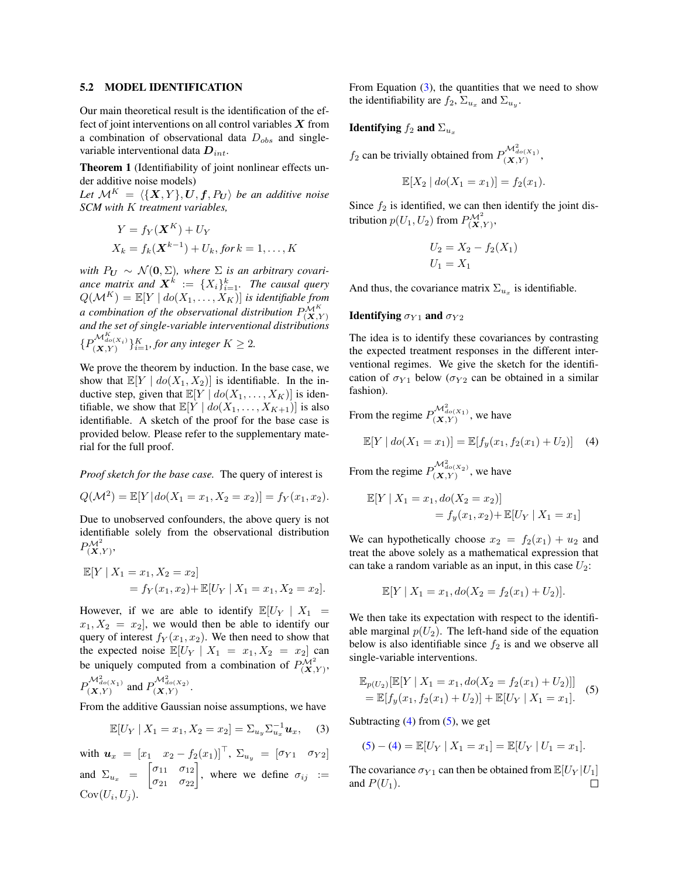### 5.2 MODEL IDENTIFICATION

Our main theoretical result is the identification of the effect of joint interventions on all control variables $\boldsymbol{X}$ from a combination of observational data $D_{obs}$ and single-variable interventional data $\boldsymbol{D}_{int}$.

**Theorem 1** (Identifiability of joint nonlinear effects under additive noise models)
*Let $\mathcal{M}^K = \langle \{\boldsymbol{X}, Y\}, \boldsymbol{U}, \boldsymbol{f}, P_{\boldsymbol{U}} \rangle$ be an additive noise SCM with $K$ treatment variables,*

$$Y = f_Y(\boldsymbol{X}^K) + U_Y$$
$$X_k = f_k(\boldsymbol{X}^{k-1}) + U_k, \text{ for } k = 1, \ldots, K$$

*with $P_{\boldsymbol{U}} \sim \mathcal{N}(\boldsymbol{0}, \Sigma)$, where $\Sigma$ is an arbitrary covariance matrix and $\boldsymbol{X}^k := \{X_i\}_{i=1}^k$. The causal query $Q(\mathcal{M}^K) = \mathbb{E}[Y \mid do(X_1, \ldots, X_K)]$ is identifiable from a combination of the observational distribution $P^{\mathcal{M}^K}_{(\boldsymbol{X},Y)}$ and the set of single-variable interventional distributions $\{P^{\mathcal{M}^K_{do(X_i)}}_{(\boldsymbol{X},Y)}\}_{i=1}^K$, for any integer $K \geq 2$.*

We prove the theorem by induction. In the base case, we show that $\mathbb{E}[Y \mid do(X_1, X_2)]$ is identifiable. In the inductive step, given that $\mathbb{E}[Y \mid do(X_1, \ldots, X_K)]$ is identifiable, we show that $\mathbb{E}[Y \mid do(X_1, \ldots, X_{K+1})]$ is also identifiable. A sketch of the proof for the base case is provided below. Please refer to the supplementary material for the full proof.

*Proof sketch for the base case.* The query of interest is

$$Q(\mathcal{M}^2) = \mathbb{E}[Y \mid do(X_1 = x_1, X_2 = x_2)] = f_Y(x_1, x_2).$$

Due to unobserved confounders, the above query is not identifiable solely from the observational distribution $P^{\mathcal{M}^2}_{(\boldsymbol{X},Y)}$,

$$\begin{aligned}\mathbb{E}[Y \mid X_1 = x_1, X_2 = x_2] \\ = f_Y(x_1, x_2) + \mathbb{E}[U_Y \mid X_1 = x_1, X_2 = x_2].\end{aligned}$$

However, if we are able to identify $\mathbb{E}[U_Y \mid X_1 = x_1, X_2 = x_2]$, we would then be able to identify our query of interest $f_Y(x_1, x_2)$. We then need to show that the expected noise $\mathbb{E}[U_Y \mid X_1 = x_1, X_2 = x_2]$ can be uniquely computed from a combination of $P^{\mathcal{M}^2}_{(\boldsymbol{X},Y)}$, $P^{\mathcal{M}^2_{do(X_1)}}_{(\boldsymbol{X},Y)}$ and $P^{\mathcal{M}^2_{do(X_2)}}_{(\boldsymbol{X},Y)}$.

From the additive Gaussian noise assumptions, we have

$$\mathbb{E}[U_Y \mid X_1 = x_1, X_2 = x_2] = \Sigma_{u_y} \Sigma_{u_x}^{-1} \boldsymbol{u}_x, \quad (3)$$

with $\boldsymbol{u}_x = [x_1 \quad x_2 - f_2(x_1)]^\top$, $\Sigma_{u_y} = [\sigma_{Y1} \quad \sigma_{Y2}]$ and $\Sigma_{u_x} = \begin{bmatrix}\sigma_{11} & \sigma_{12} \\ \sigma_{21} & \sigma_{22}\end{bmatrix}$, where we define $\sigma_{ij} := \mathrm{Cov}(U_i, U_j)$.

From Equation (3), the quantities that we need to show the identifiability are $f_2$, $\Sigma_{u_x}$ and $\Sigma_{u_y}$.

**Identifying $f_2$ and $\Sigma_{u_x}$**

$f_2$ can be trivially obtained from $P^{\mathcal{M}^2_{do(X_1)}}_{(\boldsymbol{X},Y)}$,

$$\mathbb{E}[X_2 \mid do(X_1 = x_1)] = f_2(x_1).$$

Since $f_2$ is identified, we can then identify the joint distribution $p(U_1, U_2)$ from $P^{\mathcal{M}^2}_{(\boldsymbol{X},Y)}$,

$$U_2 = X_2 - f_2(X_1)$$
$$U_1 = X_1$$

And thus, the covariance matrix $\Sigma_{u_x}$ is identifiable.

**Identifying $\sigma_{Y1}$ and $\sigma_{Y2}$**

The idea is to identify these covariances by contrasting the expected treatment responses in the different interventional regimes. We give the sketch for the identification of $\sigma_{Y1}$ below ($\sigma_{Y2}$ can be obtained in a similar fashion).

From the regime $P^{\mathcal{M}^2_{do(X_1)}}_{(\boldsymbol{X},Y)}$, we have

$$\mathbb{E}[Y \mid do(X_1 = x_1)] = \mathbb{E}[f_y(x_1, f_2(x_1) + U_2)] \quad (4)$$

From the regime $P^{\mathcal{M}^2_{do(X_2)}}_{(\boldsymbol{X},Y)}$, we have

$$\begin{aligned}\mathbb{E}[Y \mid X_1 = x_1, do(X_2 = x_2)] \\ = f_y(x_1, x_2) + \mathbb{E}[U_Y \mid X_1 = x_1]\end{aligned}$$

We can hypothetically choose $x_2 = f_2(x_1) + u_2$ and treat the above solely as a mathematical expression that can take a random variable as an input, in this case $U_2$:

$$\mathbb{E}[Y \mid X_1 = x_1, do(X_2 = f_2(x_1) + U_2)].$$

We then take its expectation with respect to the identifiable marginal $p(U_2)$. The left-hand side of the equation below is also identifiable since $f_2$ is and we observe all single-variable interventions.

$$\begin{aligned}&\mathbb{E}_{p(U_2)}[\mathbb{E}[Y \mid X_1 = x_1, do(X_2 = f_2(x_1) + U_2)]] \\ &= \mathbb{E}[f_y(x_1, f_2(x_1) + U_2)] + \mathbb{E}[U_Y \mid X_1 = x_1].\end{aligned} \quad (5)$$

Subtracting (4) from (5), we get

$$(5) - (4) = \mathbb{E}[U_Y \mid X_1 = x_1] = \mathbb{E}[U_Y \mid U_1 = x_1].$$

The covariance $\sigma_{Y1}$ can then be obtained from $\mathbb{E}[U_Y \mid U_1]$ and $P(U_1)$. □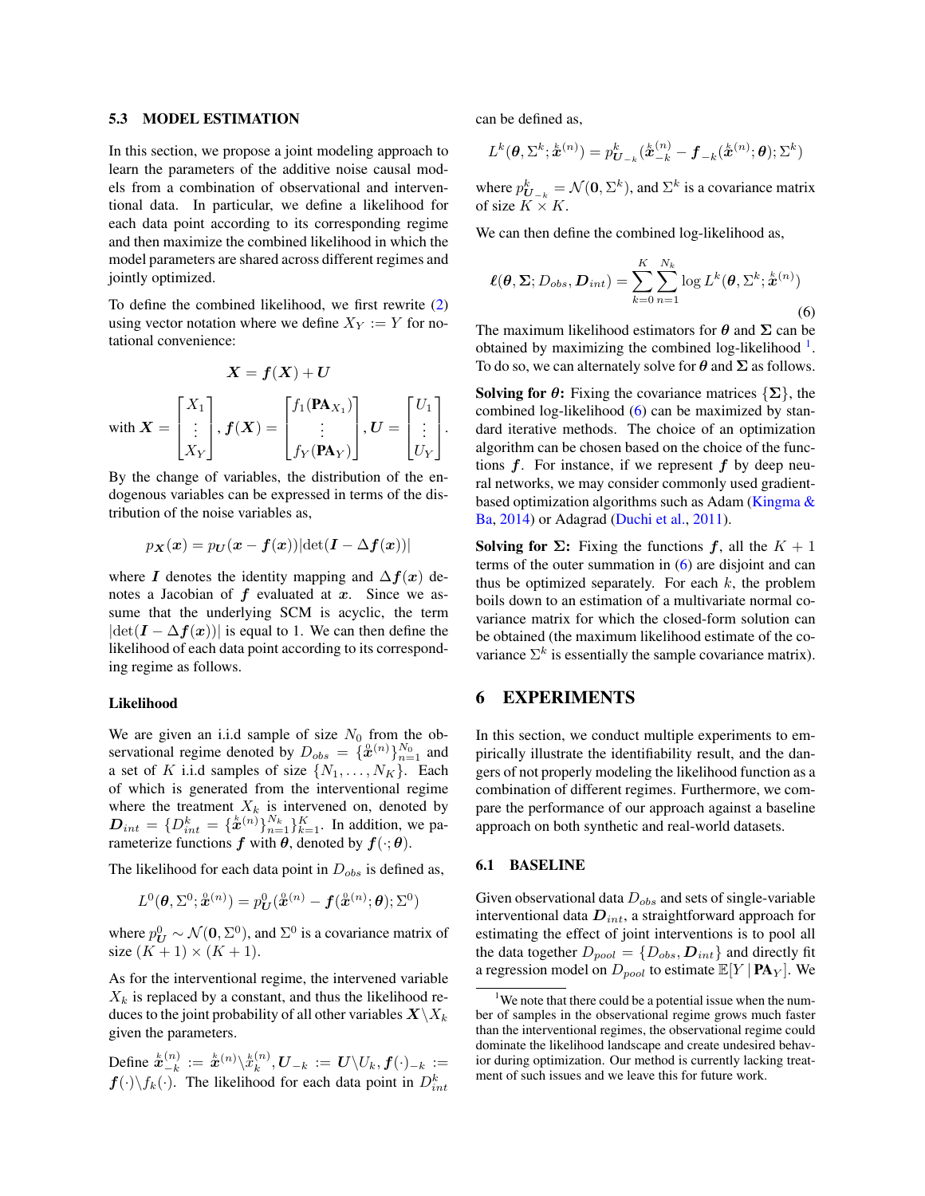### 5.3 MODEL ESTIMATION

In this section, we propose a joint modeling approach to learn the parameters of the additive noise causal models from a combination of observational and interventional data. In particular, we define a likelihood for each data point according to its corresponding regime and then maximize the combined likelihood in which the model parameters are shared across different regimes and jointly optimized.

To define the combined likelihood, we first rewrite (2) using vector notation where we define $X_Y := Y$ for notational convenience:

$$\boldsymbol{X} = \boldsymbol{f}(\boldsymbol{X}) + \boldsymbol{U}$$

$$\text{with } \boldsymbol{X} = \begin{bmatrix} X_1 \\ \vdots \\ X_Y \end{bmatrix}, \boldsymbol{f}(\boldsymbol{X}) = \begin{bmatrix} f_1(\mathbf{PA}_{X_1}) \\ \vdots \\ f_Y(\mathbf{PA}_Y) \end{bmatrix}, \boldsymbol{U} = \begin{bmatrix} U_1 \\ \vdots \\ U_Y \end{bmatrix}.$$

By the change of variables, the distribution of the endogenous variables can be expressed in terms of the distribution of the noise variables as,

$$p_{\boldsymbol{X}}(\boldsymbol{x}) = p_{\boldsymbol{U}}(\boldsymbol{x} - \boldsymbol{f}(\boldsymbol{x}))|\det(\boldsymbol{I} - \Delta \boldsymbol{f}(\boldsymbol{x}))|$$

where $\boldsymbol{I}$ denotes the identity mapping and $\Delta \boldsymbol{f}(\boldsymbol{x})$ denotes a Jacobian of $\boldsymbol{f}$ evaluated at $\boldsymbol{x}$. Since we assume that the underlying SCM is acyclic, the term $|\det(\boldsymbol{I} - \Delta \boldsymbol{f}(\boldsymbol{x}))|$ is equal to 1. We can then define the likelihood of each data point according to its corresponding regime as follows.

#### Likelihood

We are given an i.i.d sample of size $N_0$ from the observational regime denoted by $D_{obs} = \{\overset{0}{\boldsymbol{x}}{}^{(n)}\}_{n=1}^{N_0}$ and a set of $K$ i.i.d samples of size $\{N_1, \ldots, N_K\}$. Each of which is generated from the interventional regime where the treatment $X_k$ is intervened on, denoted by $\boldsymbol{D}_{int} = \{D_{int}^k = \{\overset{k}{\boldsymbol{x}}{}^{(n)}\}_{n=1}^{N_k}\}_{k=1}^{K}$. In addition, we parameterize functions $\boldsymbol{f}$ with $\boldsymbol{\theta}$, denoted by $\boldsymbol{f}(\cdot;\boldsymbol{\theta})$.

The likelihood for each data point in $D_{obs}$ is defined as,

$$L^0(\boldsymbol{\theta}, \Sigma^0; \overset{0}{\boldsymbol{x}}{}^{(n)}) = p_{\boldsymbol{U}}^0(\overset{0}{\boldsymbol{x}}{}^{(n)} - \boldsymbol{f}(\overset{0}{\boldsymbol{x}}{}^{(n)}; \boldsymbol{\theta}); \Sigma^0)$$

where $p_{\boldsymbol{U}}^0 \sim \mathcal{N}(\boldsymbol{0}, \Sigma^0)$, and $\Sigma^0$ is a covariance matrix of size $(K+1) \times (K+1)$.

As for the interventional regime, the intervened variable $X_k$ is replaced by a constant, and thus the likelihood reduces to the joint probability of all other variables $\boldsymbol{X} \backslash X_k$ given the parameters.

Define $\overset{k}{\boldsymbol{x}}{}_{-k}^{(n)} := \overset{k}{\boldsymbol{x}}{}^{(n)} \backslash \overset{k}{x}{}_k^{(n)}, \boldsymbol{U}_{-k} := \boldsymbol{U} \backslash U_k, \boldsymbol{f}(\cdot)_{-k} := \boldsymbol{f}(\cdot) \backslash f_k(\cdot)$. The likelihood for each data point in $D_{int}^k$ can be defined as,

$$L^k(\boldsymbol{\theta}, \Sigma^k; \overset{k}{\boldsymbol{x}}{}^{(n)}) = p_{\boldsymbol{U}_{-k}}^k(\overset{k}{\boldsymbol{x}}{}_{-k}^{(n)} - \boldsymbol{f}_{-k}(\overset{k}{\boldsymbol{x}}{}^{(n)}; \boldsymbol{\theta}); \Sigma^k)$$

where $p_{\boldsymbol{U}_{-k}}^k = \mathcal{N}(\boldsymbol{0}, \Sigma^k)$, and $\Sigma^k$ is a covariance matrix of size $K \times K$.

We can then define the combined log-likelihood as,

$$\boldsymbol{\ell}(\boldsymbol{\theta}, \boldsymbol{\Sigma}; D_{obs}, \boldsymbol{D}_{int}) = \sum_{k=0}^{K} \sum_{n=1}^{N_k} \log L^k(\boldsymbol{\theta}, \Sigma^k; \overset{k}{\boldsymbol{x}}{}^{(n)}) \tag{6}$$

The maximum likelihood estimators for $\boldsymbol{\theta}$ and $\boldsymbol{\Sigma}$ can be obtained by maximizing the combined log-likelihood [1]. To do so, we can alternately solve for $\boldsymbol{\theta}$ and $\boldsymbol{\Sigma}$ as follows.

**Solving for $\boldsymbol{\theta}$:** Fixing the covariance matrices $\{\boldsymbol{\Sigma}\}$, the combined log-likelihood (6) can be maximized by standard iterative methods. The choice of an optimization algorithm can be chosen based on the choice of the functions $\boldsymbol{f}$. For instance, if we represent $\boldsymbol{f}$ by deep neural networks, we may consider commonly used gradient-based optimization algorithms such as Adam (Kingma & Ba, 2014) or Adagrad (Duchi et al., 2011).

**Solving for $\boldsymbol{\Sigma}$:** Fixing the functions $\boldsymbol{f}$, all the $K+1$ terms of the outer summation in (6) are disjoint and can thus be optimized separately. For each $k$, the problem boils down to an estimation of a multivariate normal covariance matrix for which the closed-form solution can be obtained (the maximum likelihood estimate of the covariance $\Sigma^k$ is essentially the sample covariance matrix).

## 6 EXPERIMENTS

In this section, we conduct multiple experiments to empirically illustrate the identifiability result, and the dangers of not properly modeling the likelihood function as a combination of different regimes. Furthermore, we compare the performance of our approach against a baseline approach on both synthetic and real-world datasets.

### 6.1 BASELINE

Given observational data $D_{obs}$ and sets of single-variable interventional data $\boldsymbol{D}_{int}$, a straightforward approach for estimating the effect of joint interventions is to pool all the data together $D_{pool} = \{D_{obs}, \boldsymbol{D}_{int}\}$ and directly fit a regression model on $D_{pool}$ to estimate $\mathbb{E}[Y \mid \mathbf{PA}_Y]$. We

[1] We note that there could be a potential issue when the number of samples in the observational regime grows much faster than the interventional regimes, the observational regime could dominate the likelihood landscape and create undesired behavior during optimization. Our method is currently lacking treatment of such issues and we leave this for future work.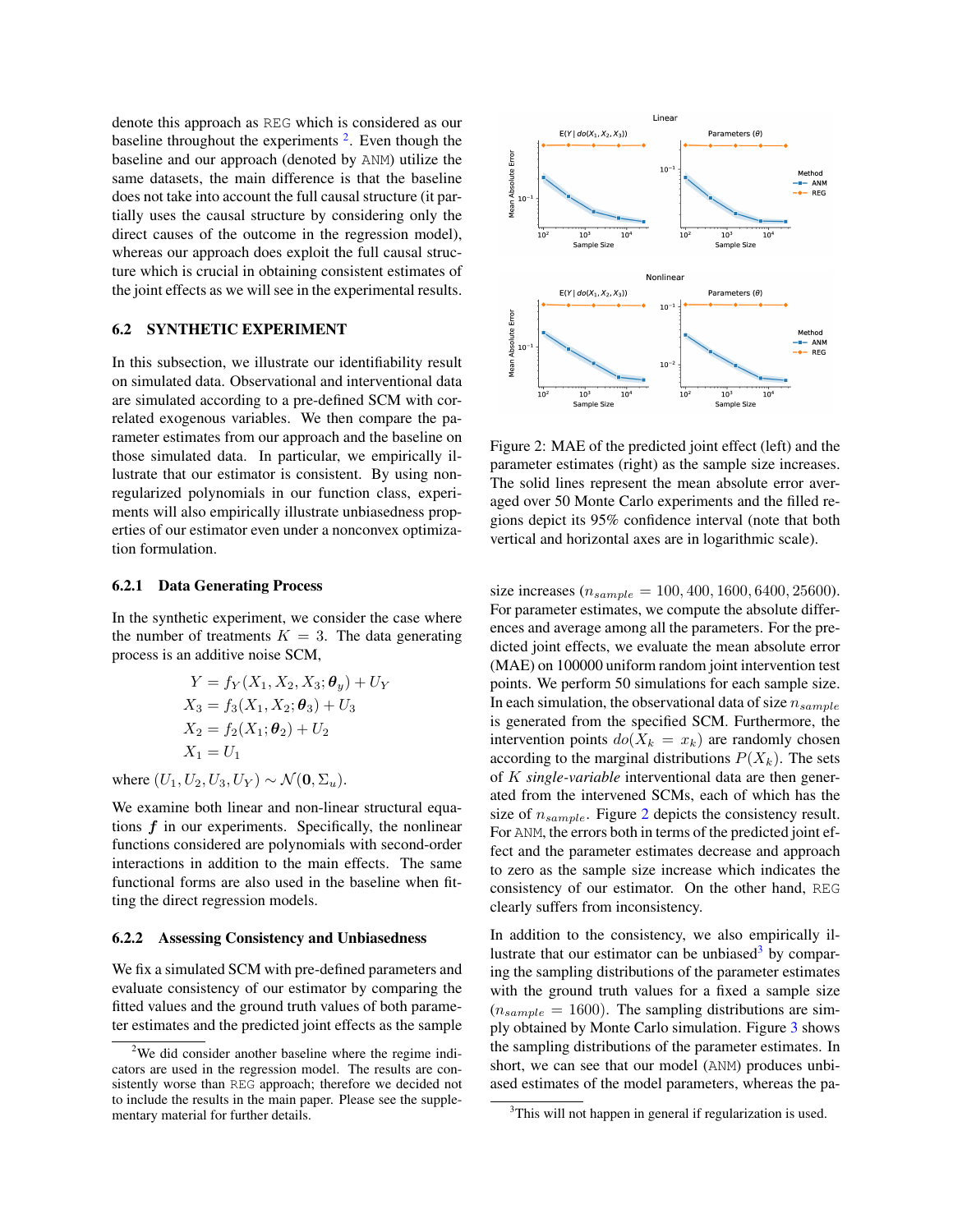denote this approach as REG which is considered as our baseline throughout the experiments [2]. Even though the baseline and our approach (denoted by ANM) utilize the same datasets, the main difference is that the baseline does not take into account the full causal structure (it partially uses the causal structure by considering only the direct causes of the outcome in the regression model), whereas our approach does exploit the full causal structure which is crucial in obtaining consistent estimates of the joint effects as we will see in the experimental results.

### 6.2 SYNTHETIC EXPERIMENT

In this subsection, we illustrate our identifiability result on simulated data. Observational and interventional data are simulated according to a pre-defined SCM with correlated exogenous variables. We then compare the parameter estimates from our approach and the baseline on those simulated data. In particular, we empirically illustrate that our estimator is consistent. By using non-regularized polynomials in our function class, experiments will also empirically illustrate unbiasedness properties of our estimator even under a nonconvex optimization formulation.

#### 6.2.1 Data Generating Process

In the synthetic experiment, we consider the case where the number of treatments $K = 3$. The data generating process is an additive noise SCM,

$$
\begin{aligned}
Y &= f_Y(X_1, X_2, X_3; \boldsymbol{\theta}_y) + U_Y \\
X_3 &= f_3(X_1, X_2; \boldsymbol{\theta}_3) + U_3 \\
X_2 &= f_2(X_1; \boldsymbol{\theta}_2) + U_2 \\
X_1 &= U_1
\end{aligned}
$$

where $(U_1, U_2, U_3, U_Y) \sim \mathcal{N}(\mathbf{0}, \Sigma_u)$.

We examine both linear and non-linear structural equations $\boldsymbol{f}$ in our experiments. Specifically, the nonlinear functions considered are polynomials with second-order interactions in addition to the main effects. The same functional forms are also used in the baseline when fitting the direct regression models.

#### 6.2.2 Assessing Consistency and Unbiasedness

We fix a simulated SCM with pre-defined parameters and evaluate consistency of our estimator by comparing the fitted values and the ground truth values of both parameter estimates and the predicted joint effects as the sample size increases ($n_{sample} = 100, 400, 1600, 6400, 25600$). For parameter estimates, we compute the absolute differences and average among all the parameters. For the predicted joint effects, we evaluate the mean absolute error (MAE) on 100000 uniform random joint intervention test points. We perform 50 simulations for each sample size. In each simulation, the observational data of size $n_{sample}$ is generated from the specified SCM. Furthermore, the intervention points $do(X_k = x_k)$ are randomly chosen according to the marginal distributions $P(X_k)$. The sets of $K$ *single-variable* interventional data are then generated from the intervened SCMs, each of which has the size of $n_{sample}$. Figure 2 depicts the consistency result. For ANM, the errors both in terms of the predicted joint effect and the parameter estimates decrease and approach to zero as the sample size increase which indicates the consistency of our estimator. On the other hand, REG clearly suffers from inconsistency.

Figure 2: MAE of the predicted joint effect (left) and the parameter estimates (right) as the sample size increases. The solid lines represent the mean absolute error averaged over 50 Monte Carlo experiments and the filled regions depict its 95% confidence interval (note that both vertical and horizontal axes are in logarithmic scale).

In addition to the consistency, we also empirically illustrate that our estimator can be unbiased[3] by comparing the sampling distributions of the parameter estimates with the ground truth values for a fixed a sample size ($n_{sample} = 1600$). The sampling distributions are simply obtained by Monte Carlo simulation. Figure 3 shows the sampling distributions of the parameter estimates. In short, we can see that our model (ANM) produces unbiased estimates of the model parameters, whereas the pa-

[2] We did consider another baseline where the regime indicators are used in the regression model. The results are consistently worse than REG approach; therefore we decided not to include the results in the main paper. Please see the supplementary material for further details.

[3] This will not happen in general if regularization is used.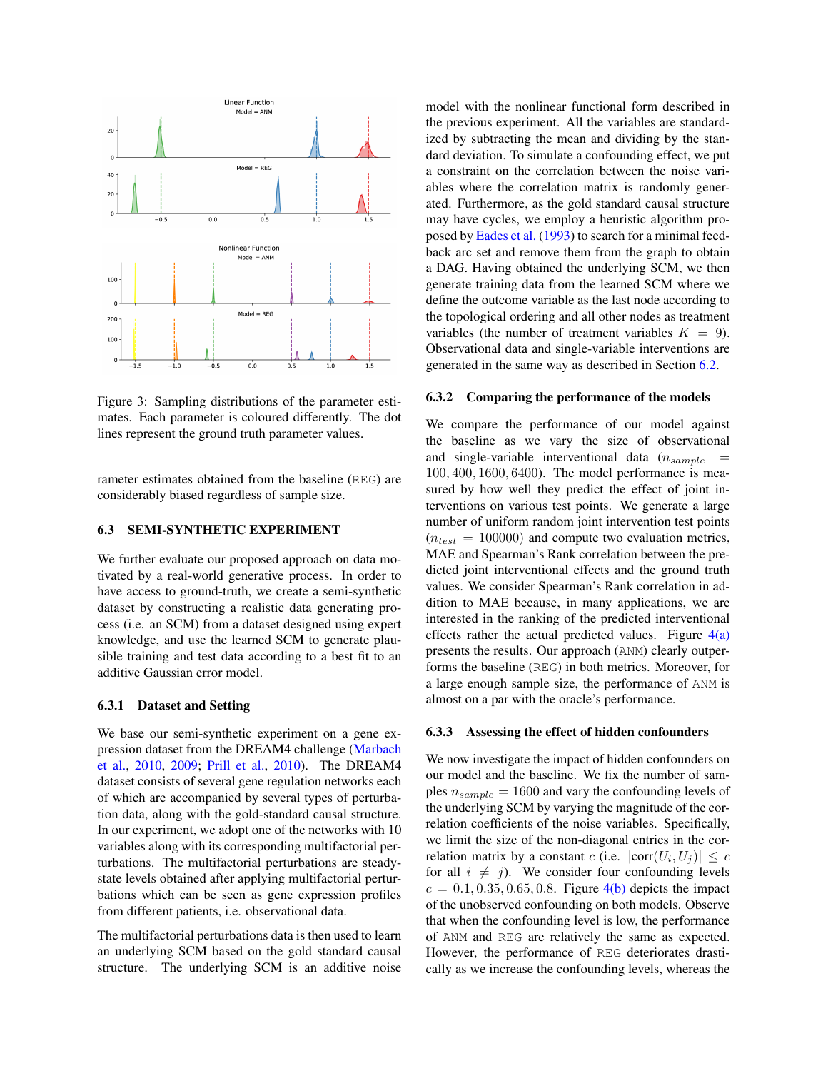Figure 3: Sampling distributions of the parameter estimates. Each parameter is coloured differently. The dot lines represent the ground truth parameter values.

rameter estimates obtained from the baseline (REG) are considerably biased regardless of sample size.

### 6.3 SEMI-SYNTHETIC EXPERIMENT

We further evaluate our proposed approach on data motivated by a real-world generative process. In order to have access to ground-truth, we create a semi-synthetic dataset by constructing a realistic data generating process (i.e. an SCM) from a dataset designed using expert knowledge, and use the learned SCM to generate plausible training and test data according to a best fit to an additive Gaussian error model.

#### 6.3.1 Dataset and Setting

We base our semi-synthetic experiment on a gene expression dataset from the DREAM4 challenge (Marbach et al., 2010, 2009; Prill et al., 2010). The DREAM4 dataset consists of several gene regulation networks each of which are accompanied by several types of perturbation data, along with the gold-standard causal structure. In our experiment, we adopt one of the networks with 10 variables along with its corresponding multifactorial perturbations. The multifactorial perturbations are steady-state levels obtained after applying multifactorial perturbations which can be seen as gene expression profiles from different patients, i.e. observational data.

The multifactorial perturbations data is then used to learn an underlying SCM based on the gold standard causal structure. The underlying SCM is an additive noise model with the nonlinear functional form described in the previous experiment. All the variables are standardized by subtracting the mean and dividing by the standard deviation. To simulate a confounding effect, we put a constraint on the correlation between the noise variables where the correlation matrix is randomly generated. Furthermore, as the gold standard causal structure may have cycles, we employ a heuristic algorithm proposed by Eades et al. (1993) to search for a minimal feedback arc set and remove them from the graph to obtain a DAG. Having obtained the underlying SCM, we then generate training data from the learned SCM where we define the outcome variable as the last node according to the topological ordering and all other nodes as treatment variables (the number of treatment variables $K = 9$). Observational data and single-variable interventions are generated in the same way as described in Section 6.2.

#### 6.3.2 Comparing the performance of the models

We compare the performance of our model against the baseline as we vary the size of observational and single-variable interventional data ($n_{sample} = 100, 400, 1600, 6400$). The model performance is measured by how well they predict the effect of joint interventions on various test points. We generate a large number of uniform random joint intervention test points ($n_{test} = 100000$) and compute two evaluation metrics, MAE and Spearman's Rank correlation between the predicted joint interventional effects and the ground truth values. We consider Spearman's Rank correlation in addition to MAE because, in many applications, we are interested in the ranking of the predicted interventional effects rather the actual predicted values. Figure 4(a) presents the results. Our approach (ANM) clearly outperforms the baseline (REG) in both metrics. Moreover, for a large enough sample size, the performance of ANM is almost on a par with the oracle's performance.

#### 6.3.3 Assessing the effect of hidden confounders

We now investigate the impact of hidden confounders on our model and the baseline. We fix the number of samples $n_{sample} = 1600$ and vary the confounding levels of the underlying SCM by varying the magnitude of the correlation coefficients of the noise variables. Specifically, we limit the size of the non-diagonal entries in the correlation matrix by a constant $c$ (i.e. $|\text{corr}(U_i, U_j)| \leq c$ for all $i \neq j$). We consider four confounding levels $c = 0.1, 0.35, 0.65, 0.8$. Figure 4(b) depicts the impact of the unobserved confounding on both models. Observe that when the confounding level is low, the performance of ANM and REG are relatively the same as expected. However, the performance of REG deteriorates drastically as we increase the confounding levels, whereas the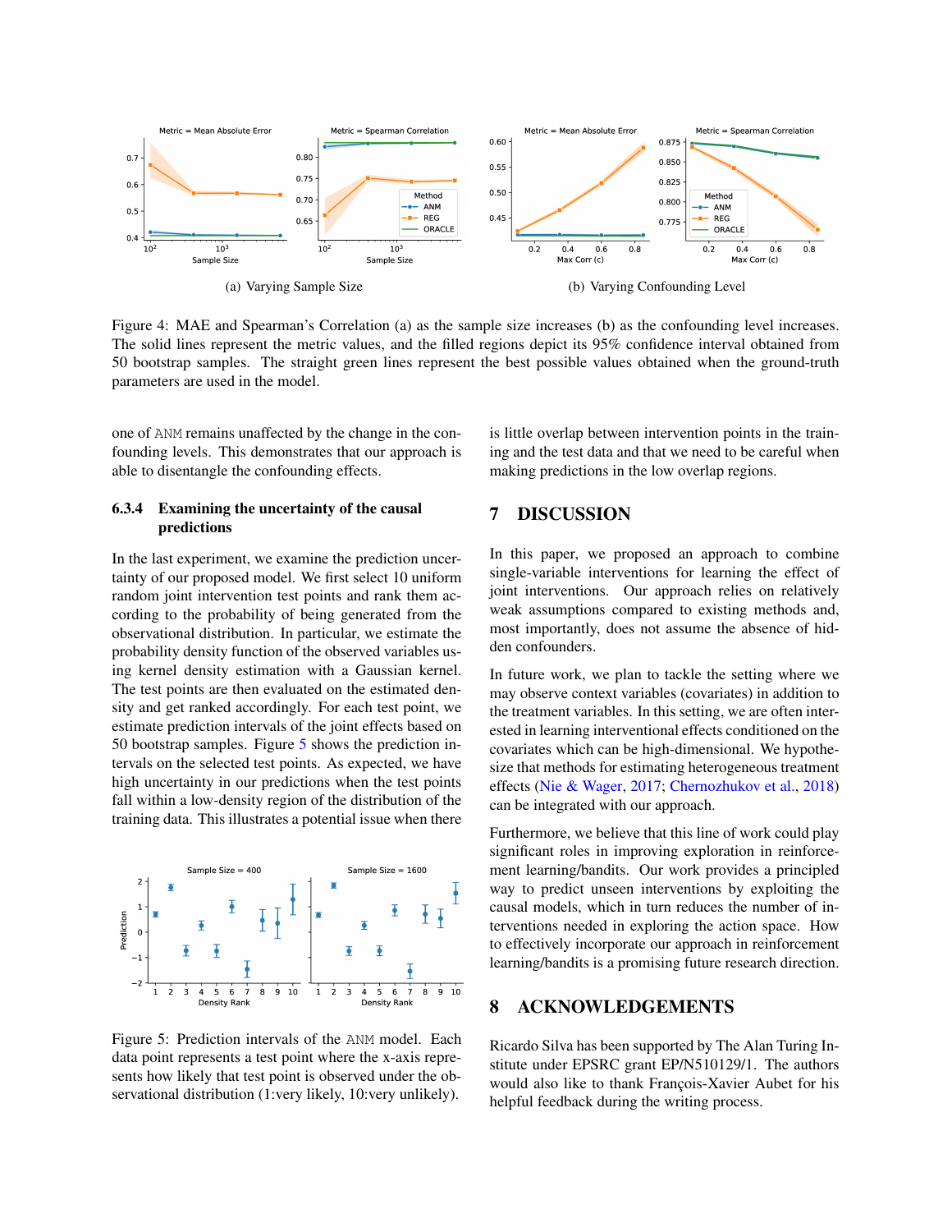(a) Varying Sample Size

(b) Varying Confounding Level

Figure 4: MAE and Spearman's Correlation (a) as the sample size increases (b) as the confounding level increases. The solid lines represent the metric values, and the filled regions depict its 95% confidence interval obtained from 50 bootstrap samples. The straight green lines represent the best possible values obtained when the ground-truth parameters are used in the model.

one of ANM remains unaffected by the change in the confounding levels. This demonstrates that our approach is able to disentangle the confounding effects.

#### 6.3.4 Examining the uncertainty of the causal predictions

In the last experiment, we examine the prediction uncertainty of our proposed model. We first select 10 uniform random joint intervention test points and rank them according to the probability of being generated from the observational distribution. In particular, we estimate the probability density function of the observed variables using kernel density estimation with a Gaussian kernel. The test points are then evaluated on the estimated density and get ranked accordingly. For each test point, we estimate prediction intervals of the joint effects based on 50 bootstrap samples. Figure 5 shows the prediction intervals on the selected test points. As expected, we have high uncertainty in our predictions when the test points fall within a low-density region of the distribution of the training data. This illustrates a potential issue when there is little overlap between intervention points in the training and the test data and that we need to be careful when making predictions in the low overlap regions.

Figure 5: Prediction intervals of the ANM model. Each data point represents a test point where the x-axis represents how likely that test point is observed under the observational distribution (1:very likely, 10:very unlikely).

## 7 DISCUSSION

In this paper, we proposed an approach to combine single-variable interventions for learning the effect of joint interventions. Our approach relies on relatively weak assumptions compared to existing methods and, most importantly, does not assume the absence of hidden confounders.

In future work, we plan to tackle the setting where we may observe context variables (covariates) in addition to the treatment variables. In this setting, we are often interested in learning interventional effects conditioned on the covariates which can be high-dimensional. We hypothesize that methods for estimating heterogeneous treatment effects (Nie & Wager, 2017; Chernozhukov et al., 2018) can be integrated with our approach.

Furthermore, we believe that this line of work could play significant roles in improving exploration in reinforcement learning/bandits. Our work provides a principled way to predict unseen interventions by exploiting the causal models, which in turn reduces the number of interventions needed in exploring the action space. How to effectively incorporate our approach in reinforcement learning/bandits is a promising future research direction.

## 8 ACKNOWLEDGEMENTS

Ricardo Silva has been supported by The Alan Turing Institute under EPSRC grant EP/N510129/1. The authors would also like to thank François-Xavier Aubet for his helpful feedback during the writing process.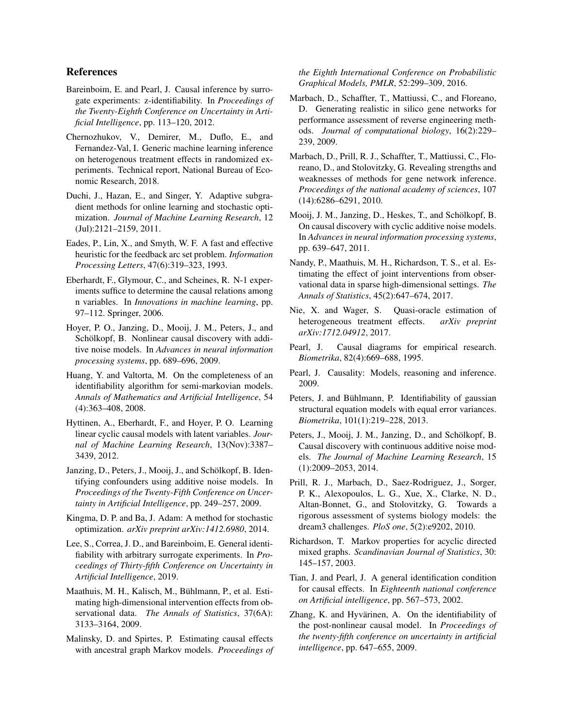# References

Bareinboim, E. and Pearl, J. Causal inference by surrogate experiments: z-identifiability. In *Proceedings of the Twenty-Eighth Conference on Uncertainty in Artificial Intelligence*, pp. 113–120, 2012.

Chernozhukov, V., Demirer, M., Duflo, E., and Fernandez-Val, I. Generic machine learning inference on heterogenous treatment effects in randomized experiments. Technical report, National Bureau of Economic Research, 2018.

Duchi, J., Hazan, E., and Singer, Y. Adaptive subgradient methods for online learning and stochastic optimization. *Journal of Machine Learning Research*, 12 (Jul):2121–2159, 2011.

Eades, P., Lin, X., and Smyth, W. F. A fast and effective heuristic for the feedback arc set problem. *Information Processing Letters*, 47(6):319–323, 1993.

Eberhardt, F., Glymour, C., and Scheines, R. N-1 experiments suffice to determine the causal relations among n variables. In *Innovations in machine learning*, pp. 97–112. Springer, 2006.

Hoyer, P. O., Janzing, D., Mooij, J. M., Peters, J., and Schölkopf, B. Nonlinear causal discovery with additive noise models. In *Advances in neural information processing systems*, pp. 689–696, 2009.

Huang, Y. and Valtorta, M. On the completeness of an identifiability algorithm for semi-markovian models. *Annals of Mathematics and Artificial Intelligence*, 54 (4):363–408, 2008.

Hyttinen, A., Eberhardt, F., and Hoyer, P. O. Learning linear cyclic causal models with latent variables. *Journal of Machine Learning Research*, 13(Nov):3387–3439, 2012.

Janzing, D., Peters, J., Mooij, J., and Schölkopf, B. Identifying confounders using additive noise models. In *Proceedings of the Twenty-Fifth Conference on Uncertainty in Artificial Intelligence*, pp. 249–257, 2009.

Kingma, D. P. and Ba, J. Adam: A method for stochastic optimization. *arXiv preprint arXiv:1412.6980*, 2014.

Lee, S., Correa, J. D., and Bareinboim, E. General identifiability with arbitrary surrogate experiments. In *Proceedings of Thirty-fifth Conference on Uncertainty in Artificial Intelligence*, 2019.

Maathuis, M. H., Kalisch, M., Bühlmann, P., et al. Estimating high-dimensional intervention effects from observational data. *The Annals of Statistics*, 37(6A): 3133–3164, 2009.

Malinsky, D. and Spirtes, P. Estimating causal effects with ancestral graph Markov models. *Proceedings of the Eighth International Conference on Probabilistic Graphical Models, PMLR*, 52:299–309, 2016.

Marbach, D., Schaffter, T., Mattiussi, C., and Floreano, D. Generating realistic in silico gene networks for performance assessment of reverse engineering methods. *Journal of computational biology*, 16(2):229–239, 2009.

Marbach, D., Prill, R. J., Schaffter, T., Mattiussi, C., Floreano, D., and Stolovitzky, G. Revealing strengths and weaknesses of methods for gene network inference. *Proceedings of the national academy of sciences*, 107 (14):6286–6291, 2010.

Mooij, J. M., Janzing, D., Heskes, T., and Schölkopf, B. On causal discovery with cyclic additive noise models. In *Advances in neural information processing systems*, pp. 639–647, 2011.

Nandy, P., Maathuis, M. H., Richardson, T. S., et al. Estimating the effect of joint interventions from observational data in sparse high-dimensional settings. *The Annals of Statistics*, 45(2):647–674, 2017.

Nie, X. and Wager, S. Quasi-oracle estimation of heterogeneous treatment effects. *arXiv preprint arXiv:1712.04912*, 2017.

Pearl, J. Causal diagrams for empirical research. *Biometrika*, 82(4):669–688, 1995.

Pearl, J. Causality: Models, reasoning and inference. 2009.

Peters, J. and Bühlmann, P. Identifiability of gaussian structural equation models with equal error variances. *Biometrika*, 101(1):219–228, 2013.

Peters, J., Mooij, J. M., Janzing, D., and Schölkopf, B. Causal discovery with continuous additive noise models. *The Journal of Machine Learning Research*, 15 (1):2009–2053, 2014.

Prill, R. J., Marbach, D., Saez-Rodriguez, J., Sorger, P. K., Alexopoulos, L. G., Xue, X., Clarke, N. D., Altan-Bonnet, G., and Stolovitzky, G. Towards a rigorous assessment of systems biology models: the dream3 challenges. *PloS one*, 5(2):e9202, 2010.

Richardson, T. Markov properties for acyclic directed mixed graphs. *Scandinavian Journal of Statistics*, 30: 145–157, 2003.

Tian, J. and Pearl, J. A general identification condition for causal effects. In *Eighteenth national conference on Artificial intelligence*, pp. 567–573, 2002.

Zhang, K. and Hyvärinen, A. On the identifiability of the post-nonlinear causal model. In *Proceedings of the twenty-fifth conference on uncertainty in artificial intelligence*, pp. 647–655, 2009.